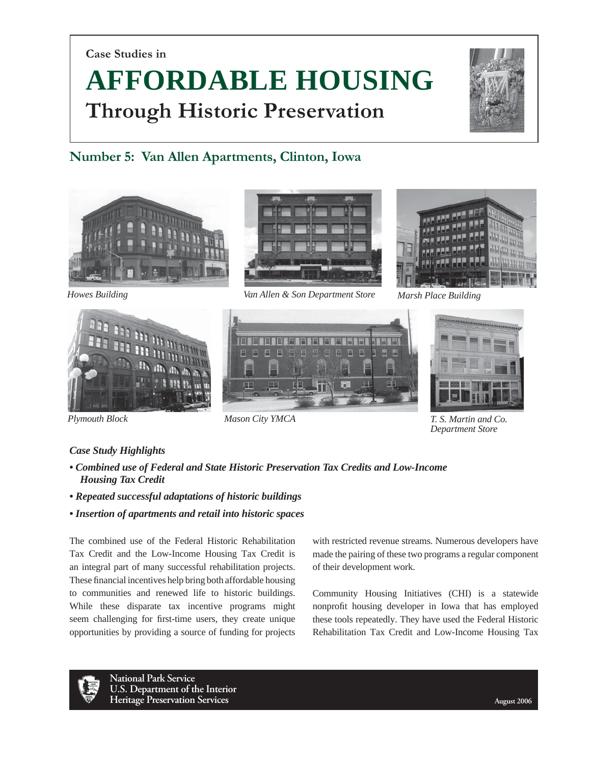Case Studies in

# AFFORDABLE HOUSING

## Through Historic Preservation

## Number 5: Van Allen Apartments, Clinton, Iowa

*Howes Building*

*Van Allen & Son Department Store*

*Marsh Place Building*

*Plymouth Block*

*Mason City YMCA*

*T. S. Martin and Co. Department Store*

### *Case Study Highlights*

- ***Combined use of Federal and State Historic Preservation Tax Credits and Low-Income Housing Tax Credit***
- ***Repeated successful adaptations of historic buildings***
- ***Insertion of apartments and retail into historic spaces***

The combined use of the Federal Historic Rehabilitation Tax Credit and the Low-Income Housing Tax Credit is an integral part of many successful rehabilitation projects. These financial incentives help bring both affordable housing to communities and renewed life to historic buildings. While these disparate tax incentive programs might seem challenging for first-time users, they create unique opportunities by providing a source of funding for projects with restricted revenue streams. Numerous developers have made the pairing of these two programs a regular component of their development work.

Community Housing Initiatives (CHI) is a statewide nonprofit housing developer in Iowa that has employed these tools repeatedly. They have used the Federal Historic Rehabilitation Tax Credit and Low-Income Housing Tax

**National Park Service**
**U.S. Department of the Interior**
**Heritage Preservation Services**

**August 2006**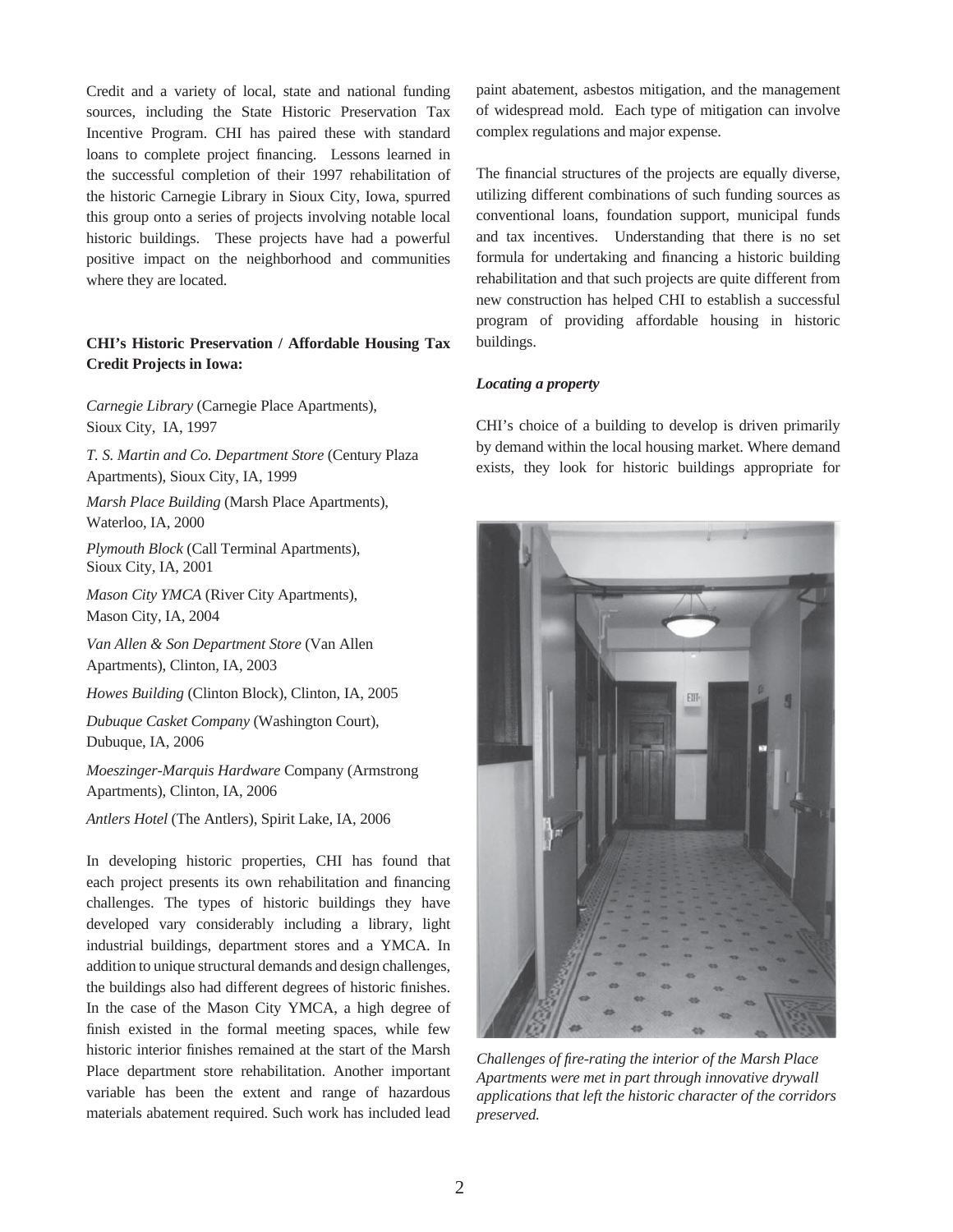Credit and a variety of local, state and national funding sources, including the State Historic Preservation Tax Incentive Program. CHI has paired these with standard loans to complete project financing. Lessons learned in the successful completion of their 1997 rehabilitation of the historic Carnegie Library in Sioux City, Iowa, spurred this group onto a series of projects involving notable local historic buildings. These projects have had a powerful positive impact on the neighborhood and communities where they are located.

**CHI's Historic Preservation / Affordable Housing Tax Credit Projects in Iowa:**

*Carnegie Library* (Carnegie Place Apartments), Sioux City, IA, 1997

*T. S. Martin and Co. Department Store* (Century Plaza Apartments), Sioux City, IA, 1999

*Marsh Place Building* (Marsh Place Apartments), Waterloo, IA, 2000

*Plymouth Block* (Call Terminal Apartments), Sioux City, IA, 2001

*Mason City YMCA* (River City Apartments), Mason City, IA, 2004

*Van Allen & Son Department Store* (Van Allen Apartments), Clinton, IA, 2003

*Howes Building* (Clinton Block), Clinton, IA, 2005

*Dubuque Casket Company* (Washington Court), Dubuque, IA, 2006

*Moeszinger-Marquis Hardware* Company (Armstrong Apartments), Clinton, IA, 2006

*Antlers Hotel* (The Antlers), Spirit Lake, IA, 2006

In developing historic properties, CHI has found that each project presents its own rehabilitation and financing challenges. The types of historic buildings they have developed vary considerably including a library, light industrial buildings, department stores and a YMCA. In addition to unique structural demands and design challenges, the buildings also had different degrees of historic finishes. In the case of the Mason City YMCA, a high degree of finish existed in the formal meeting spaces, while few historic interior finishes remained at the start of the Marsh Place department store rehabilitation. Another important variable has been the extent and range of hazardous materials abatement required. Such work has included lead paint abatement, asbestos mitigation, and the management of widespread mold. Each type of mitigation can involve complex regulations and major expense.

The financial structures of the projects are equally diverse, utilizing different combinations of such funding sources as conventional loans, foundation support, municipal funds and tax incentives. Understanding that there is no set formula for undertaking and financing a historic building rehabilitation and that such projects are quite different from new construction has helped CHI to establish a successful program of providing affordable housing in historic buildings.

***Locating a property***

CHI's choice of a building to develop is driven primarily by demand within the local housing market. Where demand exists, they look for historic buildings appropriate for

*Challenges of fire-rating the interior of the Marsh Place Apartments were met in part through innovative drywall applications that left the historic character of the corridors preserved.*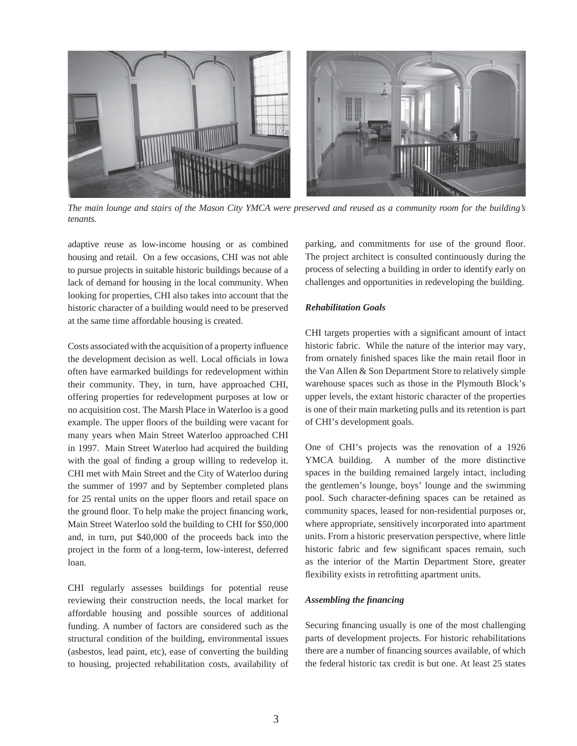*The main lounge and stairs of the Mason City YMCA were preserved and reused as a community room for the building's tenants.*

adaptive reuse as low-income housing or as combined housing and retail. On a few occasions, CHI was not able to pursue projects in suitable historic buildings because of a lack of demand for housing in the local community. When looking for properties, CHI also takes into account that the historic character of a building would need to be preserved at the same time affordable housing is created.

Costs associated with the acquisition of a property influence the development decision as well. Local officials in Iowa often have earmarked buildings for redevelopment within their community. They, in turn, have approached CHI, offering properties for redevelopment purposes at low or no acquisition cost. The Marsh Place in Waterloo is a good example. The upper floors of the building were vacant for many years when Main Street Waterloo approached CHI in 1997. Main Street Waterloo had acquired the building with the goal of finding a group willing to redevelop it. CHI met with Main Street and the City of Waterloo during the summer of 1997 and by September completed plans for 25 rental units on the upper floors and retail space on the ground floor. To help make the project financing work, Main Street Waterloo sold the building to CHI for $50,000 and, in turn, put $40,000 of the proceeds back into the project in the form of a long-term, low-interest, deferred loan.

CHI regularly assesses buildings for potential reuse reviewing their construction needs, the local market for affordable housing and possible sources of additional funding. A number of factors are considered such as the structural condition of the building, environmental issues (asbestos, lead paint, etc), ease of converting the building to housing, projected rehabilitation costs, availability of parking, and commitments for use of the ground floor. The project architect is consulted continuously during the process of selecting a building in order to identify early on challenges and opportunities in redeveloping the building.

### *Rehabilitation Goals*

CHI targets properties with a significant amount of intact historic fabric. While the nature of the interior may vary, from ornately finished spaces like the main retail floor in the Van Allen & Son Department Store to relatively simple warehouse spaces such as those in the Plymouth Block's upper levels, the extant historic character of the properties is one of their main marketing pulls and its retention is part of CHI's development goals.

One of CHI's projects was the renovation of a 1926 YMCA building. A number of the more distinctive spaces in the building remained largely intact, including the gentlemen's lounge, boys' lounge and the swimming pool. Such character-defining spaces can be retained as community spaces, leased for non-residential purposes or, where appropriate, sensitively incorporated into apartment units. From a historic preservation perspective, where little historic fabric and few significant spaces remain, such as the interior of the Martin Department Store, greater flexibility exists in retrofitting apartment units.

### *Assembling the financing*

Securing financing usually is one of the most challenging parts of development projects. For historic rehabilitations there are a number of financing sources available, of which the federal historic tax credit is but one. At least 25 states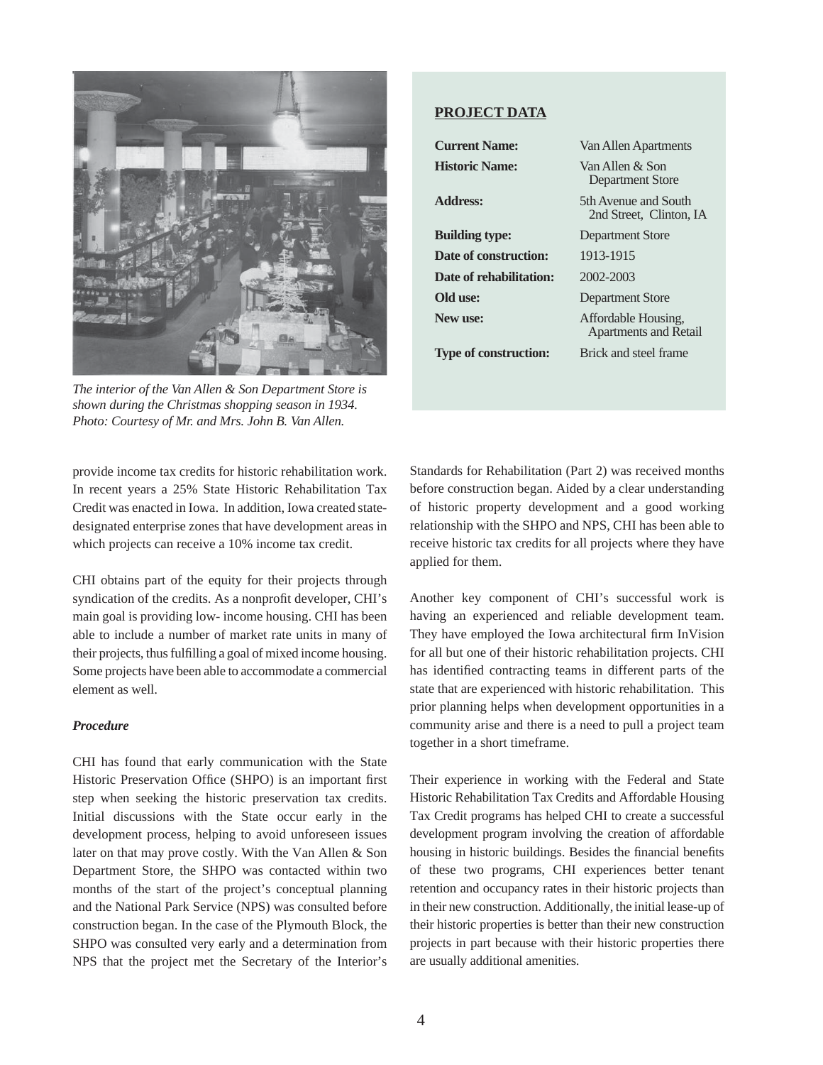*The interior of the Van Allen & Son Department Store is shown during the Christmas shopping season in 1934. Photo: Courtesy of Mr. and Mrs. John B. Van Allen.*

**PROJECT DATA**

| | |
|---|---|
| **Current Name:** | Van Allen Apartments |
| **Historic Name:** | Van Allen & Son Department Store |
| **Address:** | 5th Avenue and South 2nd Street, Clinton, IA |
| **Building type:** | Department Store |
| **Date of construction:** | 1913-1915 |
| **Date of rehabilitation:** | 2002-2003 |
| **Old use:** | Department Store |
| **New use:** | Affordable Housing, Apartments and Retail |
| **Type of construction:** | Brick and steel frame |

provide income tax credits for historic rehabilitation work. In recent years a 25% State Historic Rehabilitation Tax Credit was enacted in Iowa. In addition, Iowa created state-designated enterprise zones that have development areas in which projects can receive a 10% income tax credit.

CHI obtains part of the equity for their projects through syndication of the credits. As a nonprofit developer, CHI's main goal is providing low- income housing. CHI has been able to include a number of market rate units in many of their projects, thus fulfilling a goal of mixed income housing. Some projects have been able to accommodate a commercial element as well.

***Procedure***

CHI has found that early communication with the State Historic Preservation Office (SHPO) is an important first step when seeking the historic preservation tax credits. Initial discussions with the State occur early in the development process, helping to avoid unforeseen issues later on that may prove costly. With the Van Allen & Son Department Store, the SHPO was contacted within two months of the start of the project's conceptual planning and the National Park Service (NPS) was consulted before construction began. In the case of the Plymouth Block, the SHPO was consulted very early and a determination from NPS that the project met the Secretary of the Interior's Standards for Rehabilitation (Part 2) was received months before construction began. Aided by a clear understanding of historic property development and a good working relationship with the SHPO and NPS, CHI has been able to receive historic tax credits for all projects where they have applied for them.

Another key component of CHI's successful work is having an experienced and reliable development team. They have employed the Iowa architectural firm InVision for all but one of their historic rehabilitation projects. CHI has identified contracting teams in different parts of the state that are experienced with historic rehabilitation. This prior planning helps when development opportunities in a community arise and there is a need to pull a project team together in a short timeframe.

Their experience in working with the Federal and State Historic Rehabilitation Tax Credits and Affordable Housing Tax Credit programs has helped CHI to create a successful development program involving the creation of affordable housing in historic buildings. Besides the financial benefits of these two programs, CHI experiences better tenant retention and occupancy rates in their historic projects than in their new construction. Additionally, the initial lease-up of their historic properties is better than their new construction projects in part because with their historic properties there are usually additional amenities.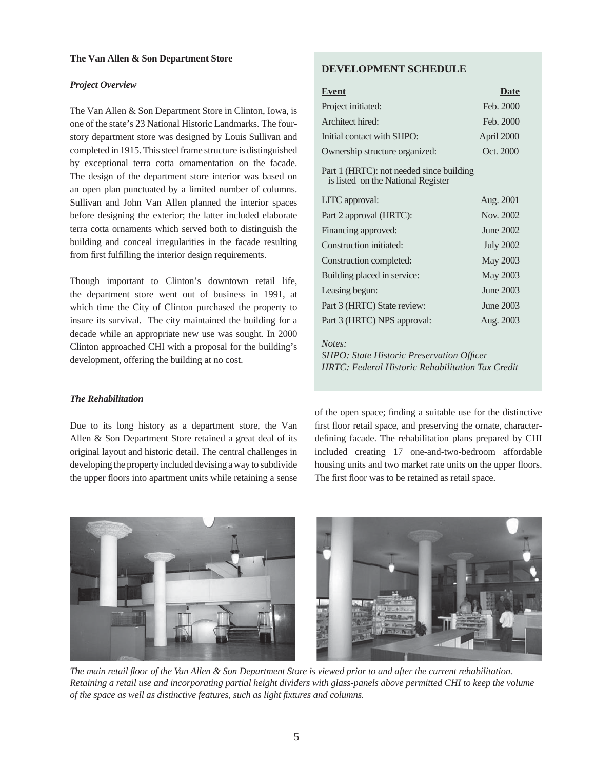**The Van Allen & Son Department Store**

***Project Overview***

The Van Allen & Son Department Store in Clinton, Iowa, is one of the state's 23 National Historic Landmarks. The four-story department store was designed by Louis Sullivan and completed in 1915. This steel frame structure is distinguished by exceptional terra cotta ornamentation on the facade. The design of the department store interior was based on an open plan punctuated by a limited number of columns. Sullivan and John Van Allen planned the interior spaces before designing the exterior; the latter included elaborate terra cotta ornaments which served both to distinguish the building and conceal irregularities in the facade resulting from first fulfilling the interior design requirements.

Though important to Clinton's downtown retail life, the department store went out of business in 1991, at which time the City of Clinton purchased the property to insure its survival. The city maintained the building for a decade while an appropriate new use was sought. In 2000 Clinton approached CHI with a proposal for the building's development, offering the building at no cost.

### DEVELOPMENT SCHEDULE

| Event | Date |
|---|---|
| Project initiated: | Feb. 2000 |
| Architect hired: | Feb. 2000 |
| Initial contact with SHPO: | April 2000 |
| Ownership structure organized: | Oct. 2000 |
| Part 1 (HRTC): not needed since building is listed on the National Register | |
| LITC approval: | Aug. 2001 |
| Part 2 approval (HRTC): | Nov. 2002 |
| Financing approved: | June 2002 |
| Construction initiated: | July 2002 |
| Construction completed: | May 2003 |
| Building placed in service: | May 2003 |
| Leasing begun: | June 2003 |
| Part 3 (HRTC) State review: | June 2003 |
| Part 3 (HRTC) NPS approval: | Aug. 2003 |

*Notes:*
*SHPO: State Historic Preservation Officer*
*HRTC: Federal Historic Rehabilitation Tax Credit*

***The Rehabilitation***

Due to its long history as a department store, the Van Allen & Son Department Store retained a great deal of its original layout and historic detail. The central challenges in developing the property included devising a way to subdivide the upper floors into apartment units while retaining a sense of the open space; finding a suitable use for the distinctive first floor retail space, and preserving the ornate, character-defining facade. The rehabilitation plans prepared by CHI included creating 17 one-and-two-bedroom affordable housing units and two market rate units on the upper floors. The first floor was to be retained as retail space.

*The main retail floor of the Van Allen & Son Department Store is viewed prior to and after the current rehabilitation. Retaining a retail use and incorporating partial height dividers with glass-panels above permitted CHI to keep the volume of the space as well as distinctive features, such as light fixtures and columns.*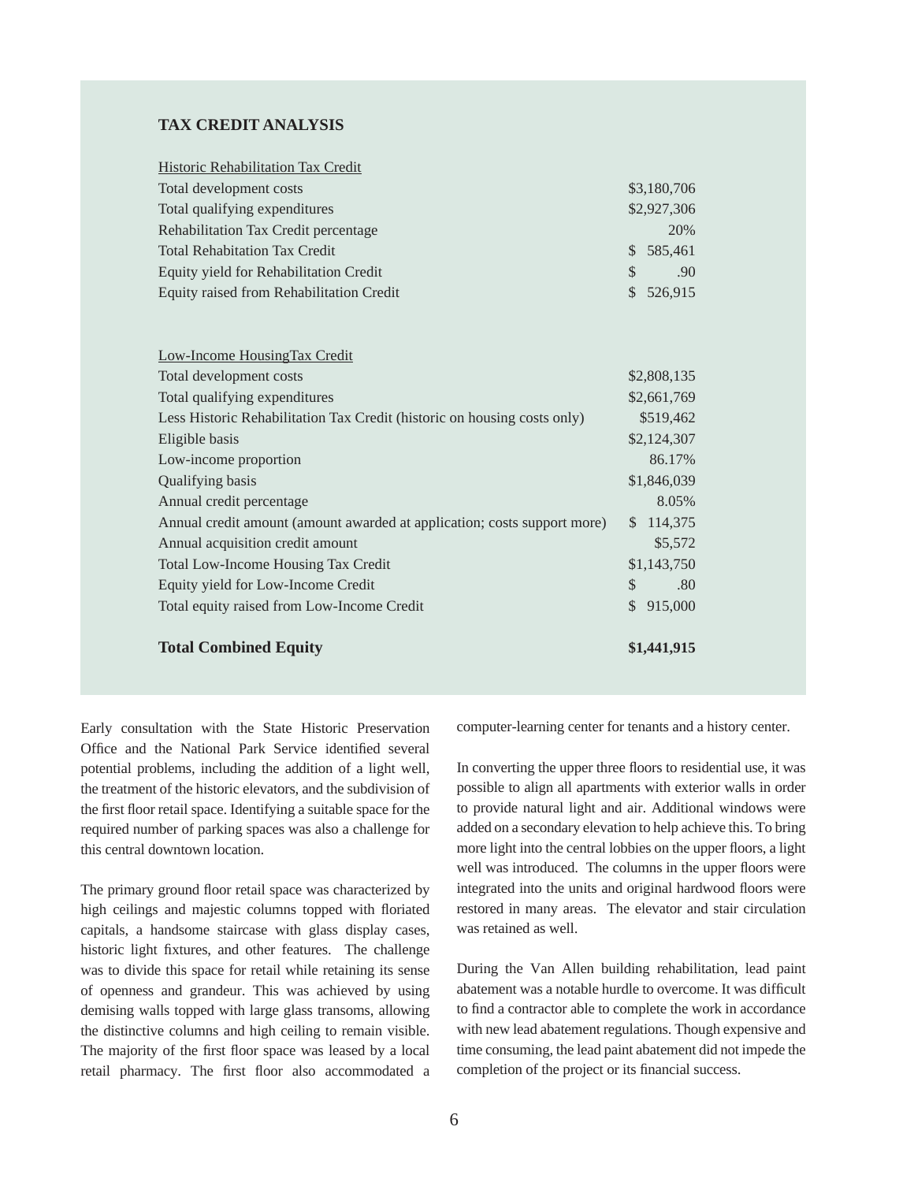## TAX CREDIT ANALYSIS

| Historic Rehabilitation Tax Credit | |
|---|---|
| Total development costs | $3,180,706 |
| Total qualifying expenditures | $2,927,306 |
| Rehabilitation Tax Credit percentage | 20% |
| Total Rehabitation Tax Credit | $ 585,461 |
| Equity yield for Rehabilitation Credit | $ .90 |
| Equity raised from Rehabilitation Credit | $ 526,915 |

| Low-Income HousingTax Credit | |
|---|---|
| Total development costs | $2,808,135 |
| Total qualifying expenditures | $2,661,769 |
| Less Historic Rehabilitation Tax Credit (historic on housing costs only) | $519,462 |
| Eligible basis | $2,124,307 |
| Low-income proportion | 86.17% |
| Qualifying basis | $1,846,039 |
| Annual credit percentage | 8.05% |
| Annual credit amount (amount awarded at application; costs support more) | $ 114,375 |
| Annual acquisition credit amount | $5,572 |
| Total Low-Income Housing Tax Credit | $1,143,750 |
| Equity yield for Low-Income Credit | $ .80 |
| Total equity raised from Low-Income Credit | $ 915,000 |
| **Total Combined Equity** | **$1,441,915** |

Early consultation with the State Historic Preservation Office and the National Park Service identified several potential problems, including the addition of a light well, the treatment of the historic elevators, and the subdivision of the first floor retail space. Identifying a suitable space for the required number of parking spaces was also a challenge for this central downtown location.

The primary ground floor retail space was characterized by high ceilings and majestic columns topped with floriated capitals, a handsome staircase with glass display cases, historic light fixtures, and other features. The challenge was to divide this space for retail while retaining its sense of openness and grandeur. This was achieved by using demising walls topped with large glass transoms, allowing the distinctive columns and high ceiling to remain visible. The majority of the first floor space was leased by a local retail pharmacy. The first floor also accommodated a computer-learning center for tenants and a history center.

In converting the upper three floors to residential use, it was possible to align all apartments with exterior walls in order to provide natural light and air. Additional windows were added on a secondary elevation to help achieve this. To bring more light into the central lobbies on the upper floors, a light well was introduced. The columns in the upper floors were integrated into the units and original hardwood floors were restored in many areas. The elevator and stair circulation was retained as well.

During the Van Allen building rehabilitation, lead paint abatement was a notable hurdle to overcome. It was difficult to find a contractor able to complete the work in accordance with new lead abatement regulations. Though expensive and time consuming, the lead paint abatement did not impede the completion of the project or its financial success.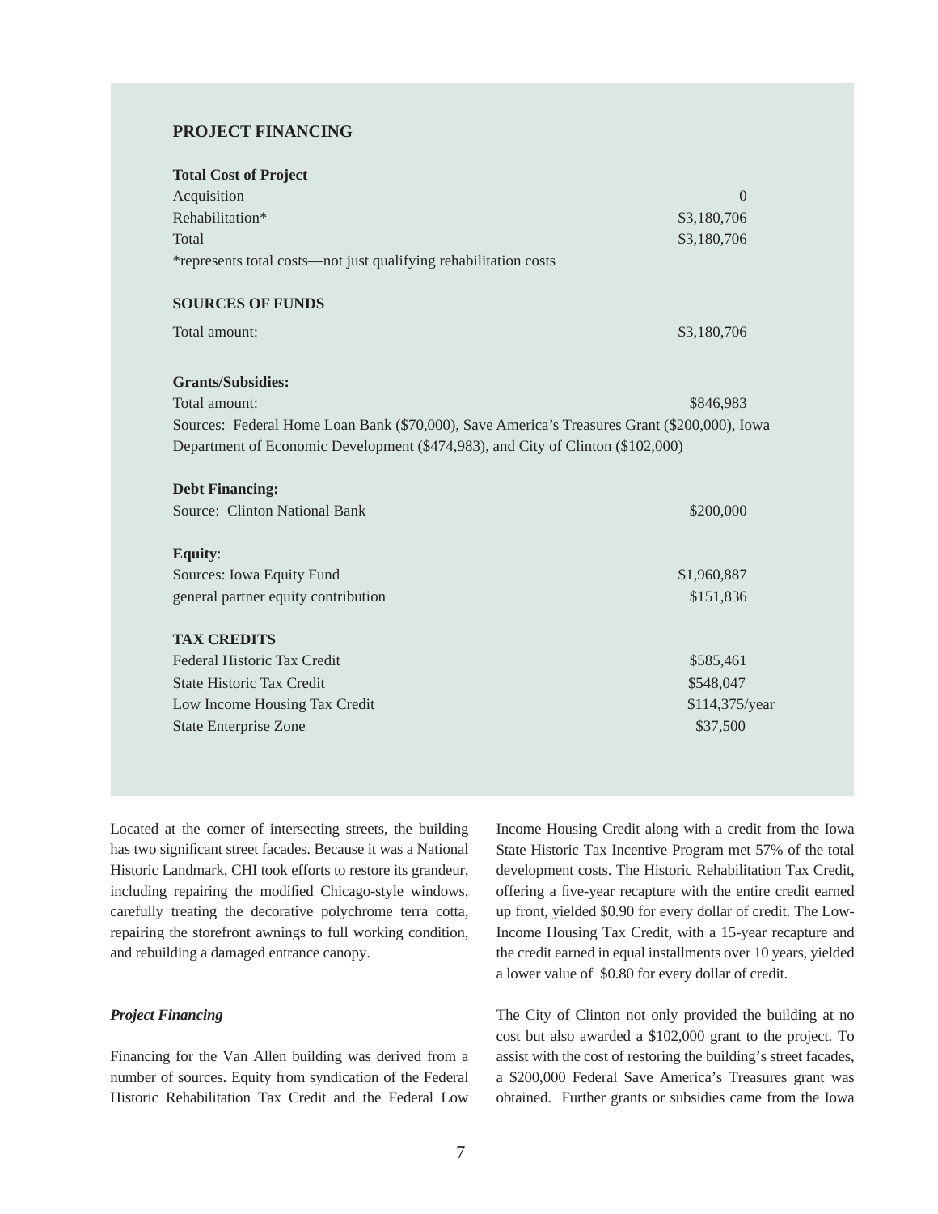## PROJECT FINANCING

**Total Cost of Project**

| | |
|---|---|
| Acquisition | 0 |
| Rehabilitation* | $3,180,706 |
| Total | $3,180,706 |

*represents total costs—not just qualifying rehabilitation costs

**SOURCES OF FUNDS**

| | |
|---|---|
| Total amount: | $3,180,706 |

**Grants/Subsidies:**

| | |
|---|---|
| Total amount: | $846,983 |

Sources: Federal Home Loan Bank ($70,000), Save America's Treasures Grant ($200,000), Iowa Department of Economic Development ($474,983), and City of Clinton ($102,000)

**Debt Financing:**

| | |
|---|---|
| Source: Clinton National Bank | $200,000 |

**Equity**:

| | |
|---|---|
| Sources: Iowa Equity Fund | $1,960,887 |
| general partner equity contribution | $151,836 |

**TAX CREDITS**

| | |
|---|---|
| Federal Historic Tax Credit | $585,461 |
| State Historic Tax Credit | $548,047 |
| Low Income Housing Tax Credit | $114,375/year |
| State Enterprise Zone | $37,500 |

Located at the corner of intersecting streets, the building has two significant street facades. Because it was a National Historic Landmark, CHI took efforts to restore its grandeur, including repairing the modified Chicago-style windows, carefully treating the decorative polychrome terra cotta, repairing the storefront awnings to full working condition, and rebuilding a damaged entrance canopy.

### *Project Financing*

Financing for the Van Allen building was derived from a number of sources. Equity from syndication of the Federal Historic Rehabilitation Tax Credit and the Federal Low Income Housing Credit along with a credit from the Iowa State Historic Tax Incentive Program met 57% of the total development costs. The Historic Rehabilitation Tax Credit, offering a five-year recapture with the entire credit earned up front, yielded $0.90 for every dollar of credit. The Low-Income Housing Tax Credit, with a 15-year recapture and the credit earned in equal installments over 10 years, yielded a lower value of $0.80 for every dollar of credit.

The City of Clinton not only provided the building at no cost but also awarded a $102,000 grant to the project. To assist with the cost of restoring the building's street facades, a $200,000 Federal Save America's Treasures grant was obtained. Further grants or subsidies came from the Iowa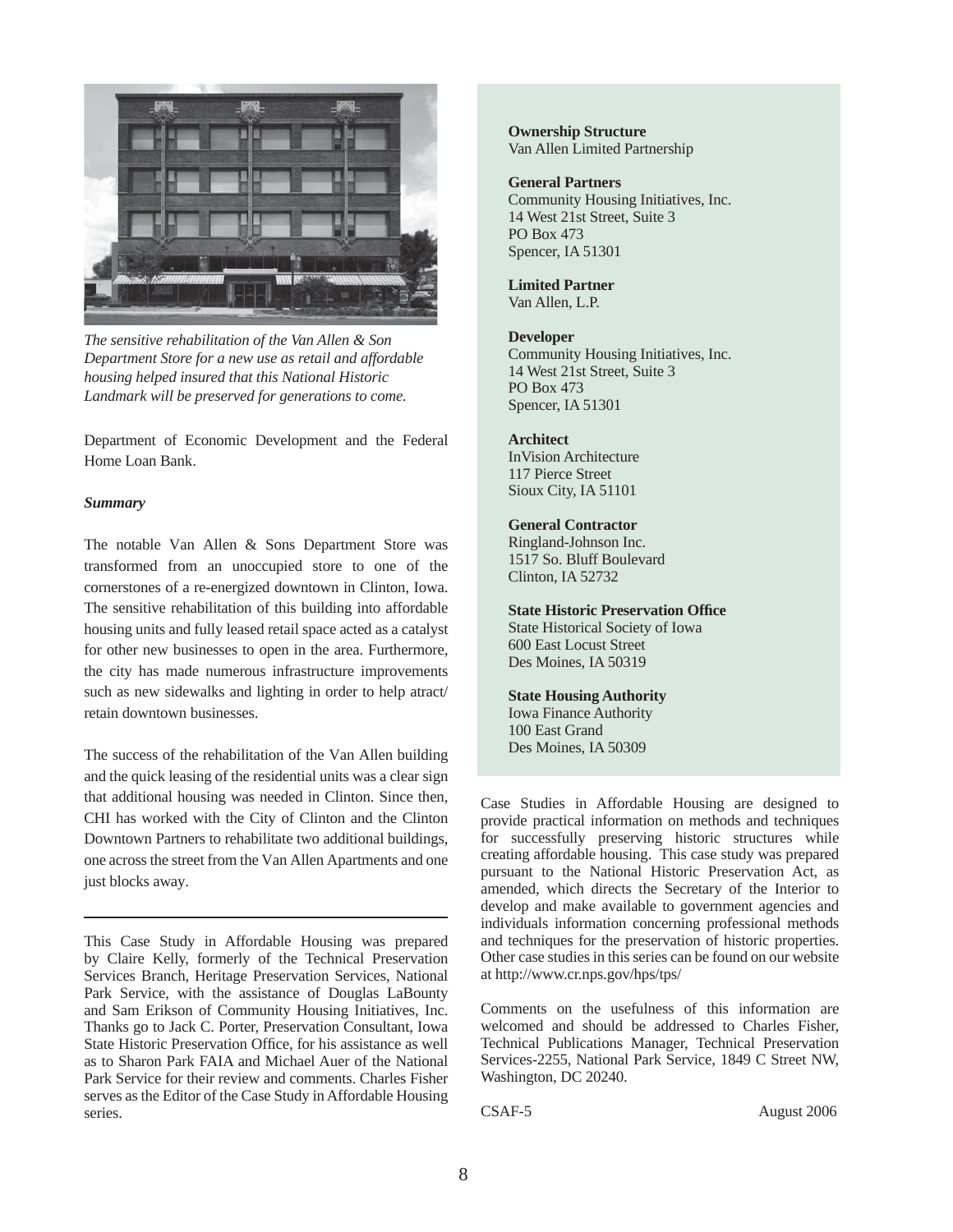*The sensitive rehabilitation of the Van Allen & Son Department Store for a new use as retail and affordable housing helped insured that this National Historic Landmark will be preserved for generations to come.*

Department of Economic Development and the Federal Home Loan Bank.

***Summary***

The notable Van Allen & Sons Department Store was transformed from an unoccupied store to one of the cornerstones of a re-energized downtown in Clinton, Iowa. The sensitive rehabilitation of this building into affordable housing units and fully leased retail space acted as a catalyst for other new businesses to open in the area. Furthermore, the city has made numerous infrastructure improvements such as new sidewalks and lighting in order to help atract/ retain downtown businesses.

The success of the rehabilitation of the Van Allen building and the quick leasing of the residential units was a clear sign that additional housing was needed in Clinton. Since then, CHI has worked with the City of Clinton and the Clinton Downtown Partners to rehabilitate two additional buildings, one across the street from the Van Allen Apartments and one just blocks away.

---

This Case Study in Affordable Housing was prepared by Claire Kelly, formerly of the Technical Preservation Services Branch, Heritage Preservation Services, National Park Service, with the assistance of Douglas LaBounty and Sam Erikson of Community Housing Initiatives, Inc. Thanks go to Jack C. Porter, Preservation Consultant, Iowa State Historic Preservation Office, for his assistance as well as to Sharon Park FAIA and Michael Auer of the National Park Service for their review and comments. Charles Fisher serves as the Editor of the Case Study in Affordable Housing series.

**Ownership Structure**
Van Allen Limited Partnership

**General Partners**
Community Housing Initiatives, Inc.
14 West 21st Street, Suite 3
PO Box 473
Spencer, IA 51301

**Limited Partner**
Van Allen, L.P.

**Developer**
Community Housing Initiatives, Inc.
14 West 21st Street, Suite 3
PO Box 473
Spencer, IA 51301

**Architect**
InVision Architecture
117 Pierce Street
Sioux City, IA 51101

**General Contractor**
Ringland-Johnson Inc.
1517 So. Bluff Boulevard
Clinton, IA 52732

**State Historic Preservation Office**
State Historical Society of Iowa
600 East Locust Street
Des Moines, IA 50319

**State Housing Authority**
Iowa Finance Authority
100 East Grand
Des Moines, IA 50309

Case Studies in Affordable Housing are designed to provide practical information on methods and techniques for successfully preserving historic structures while creating affordable housing. This case study was prepared pursuant to the National Historic Preservation Act, as amended, which directs the Secretary of the Interior to develop and make available to government agencies and individuals information concerning professional methods and techniques for the preservation of historic properties. Other case studies in this series can be found on our website at http://www.cr.nps.gov/hps/tps/

Comments on the usefulness of this information are welcomed and should be addressed to Charles Fisher, Technical Publications Manager, Technical Preservation Services-2255, National Park Service, 1849 C Street NW, Washington, DC 20240.

CSAF-5 August 2006